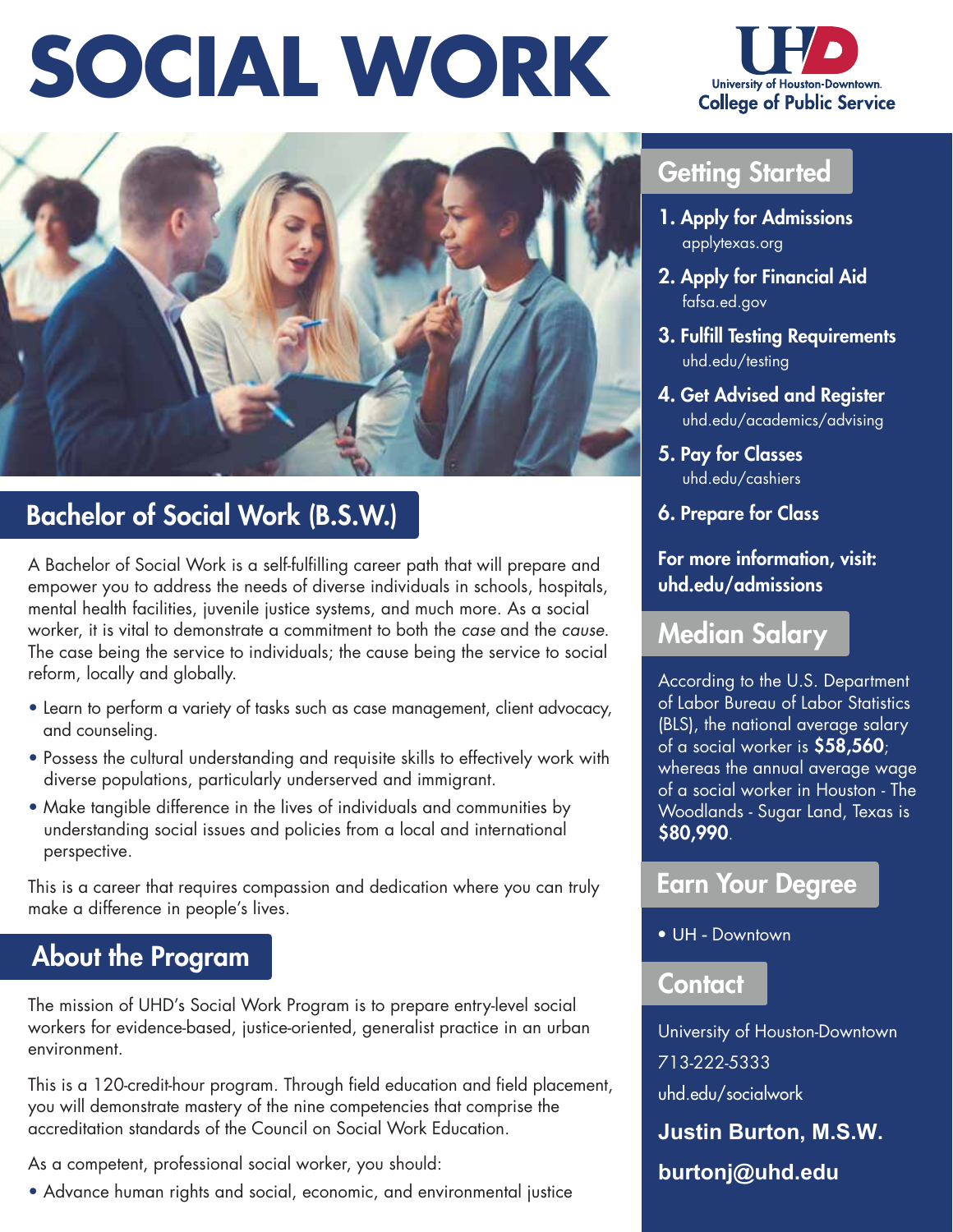# SOCIAL WORK

University of Houston-Downtown.
College of Public Service

## Bachelor of Social Work (B.S.W.)

A Bachelor of Social Work is a self-fulfilling career path that will prepare and empower you to address the needs of diverse individuals in schools, hospitals, mental health facilities, juvenile justice systems, and much more. As a social worker, it is vital to demonstrate a commitment to both the *case* and the *cause*. The case being the service to individuals; the cause being the service to social reform, locally and globally.

- Learn to perform a variety of tasks such as case management, client advocacy, and counseling.
- Possess the cultural understanding and requisite skills to effectively work with diverse populations, particularly underserved and immigrant.
- Make tangible difference in the lives of individuals and communities by understanding social issues and policies from a local and international perspective.

This is a career that requires compassion and dedication where you can truly make a difference in people's lives.

## About the Program

The mission of UHD's Social Work Program is to prepare entry-level social workers for evidence-based, justice-oriented, generalist practice in an urban environment.

This is a 120-credit-hour program. Through field education and field placement, you will demonstrate mastery of the nine competencies that comprise the accreditation standards of the Council on Social Work Education.

As a competent, professional social worker, you should:

- Advance human rights and social, economic, and environmental justice

## Getting Started

1. **Apply for Admissions**
   applytexas.org
2. **Apply for Financial Aid**
   fafsa.ed.gov
3. **Fulfill Testing Requirements**
   uhd.edu/testing
4. **Get Advised and Register**
   uhd.edu/academics/advising
5. **Pay for Classes**
   uhd.edu/cashiers
6. **Prepare for Class**

**For more information, visit: uhd.edu/admissions**

## Median Salary

According to the U.S. Department of Labor Bureau of Labor Statistics (BLS), the national average salary of a social worker is **$58,560**; whereas the annual average wage of a social worker in Houston - The Woodlands - Sugar Land, Texas is **$80,990**.

## Earn Your Degree

- UH - Downtown

## Contact

University of Houston-Downtown

713-222-5333

uhd.edu/socialwork

**Justin Burton, M.S.W.**

**burtonj@uhd.edu**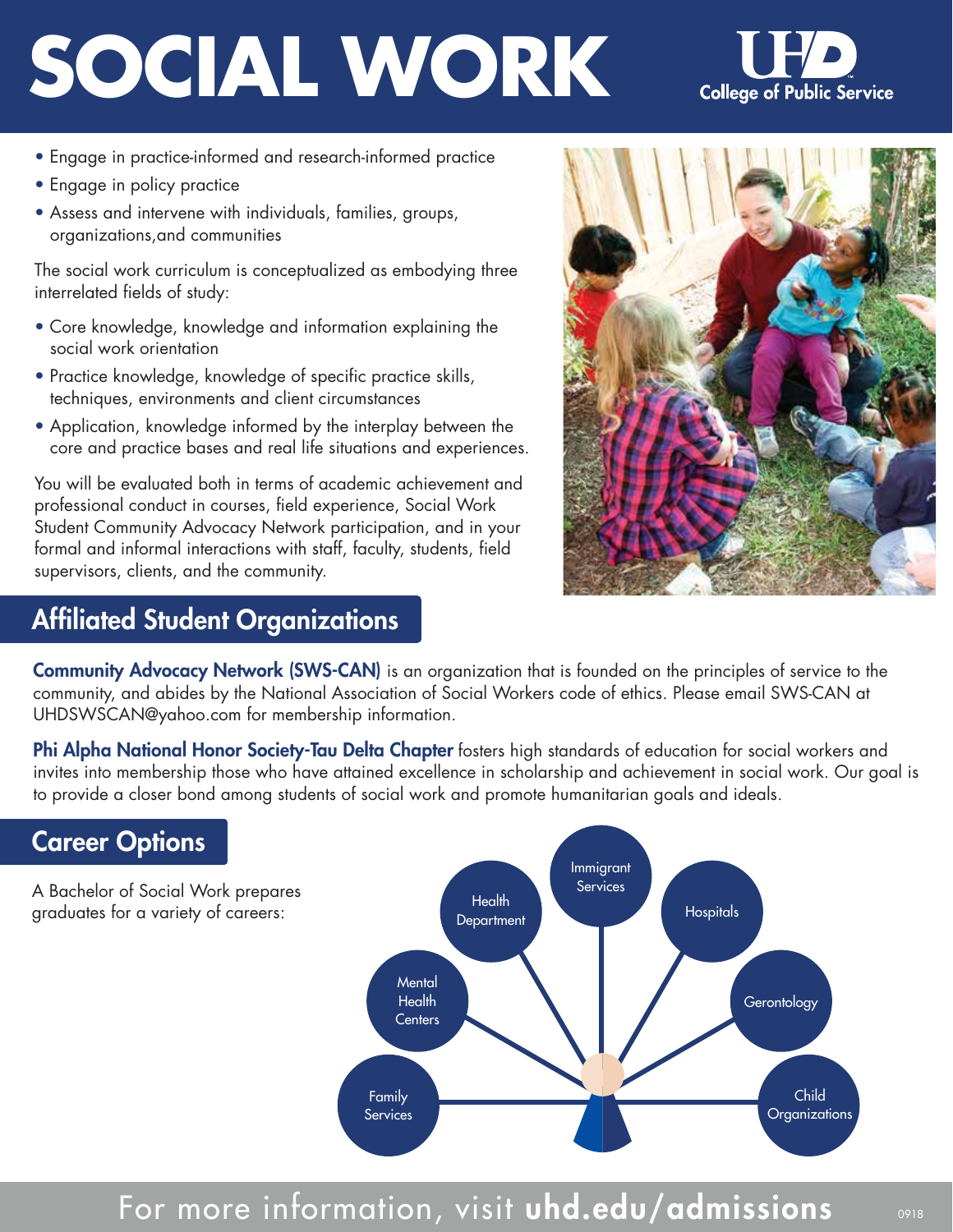# SOCIAL WORK

UHD College of Public Service

- Engage in practice-informed and research-informed practice
- Engage in policy practice
- Assess and intervene with individuals, families, groups, organizations,and communities

The social work curriculum is conceptualized as embodying three interrelated fields of study:

- Core knowledge, knowledge and information explaining the social work orientation
- Practice knowledge, knowledge of specific practice skills, techniques, environments and client circumstances
- Application, knowledge informed by the interplay between the core and practice bases and real life situations and experiences.

You will be evaluated both in terms of academic achievement and professional conduct in courses, field experience, Social Work Student Community Advocacy Network participation, and in your formal and informal interactions with staff, faculty, students, field supervisors, clients, and the community.

## Affiliated Student Organizations

**Community Advocacy Network (SWS-CAN)** is an organization that is founded on the principles of service to the community, and abides by the National Association of Social Workers code of ethics. Please email SWS-CAN at UHDSWSCAN@yahoo.com for membership information.

**Phi Alpha National Honor Society-Tau Delta Chapter** fosters high standards of education for social workers and invites into membership those who have attained excellence in scholarship and achievement in social work. Our goal is to provide a closer bond among students of social work and promote humanitarian goals and ideals.

## Career Options

A Bachelor of Social Work prepares graduates for a variety of careers:

Family Services

Mental Health Centers

Health Department

Immigrant Services

Hospitals

Gerontology

Child Organizations

For more information, visit **uhd.edu/admissions**

0918